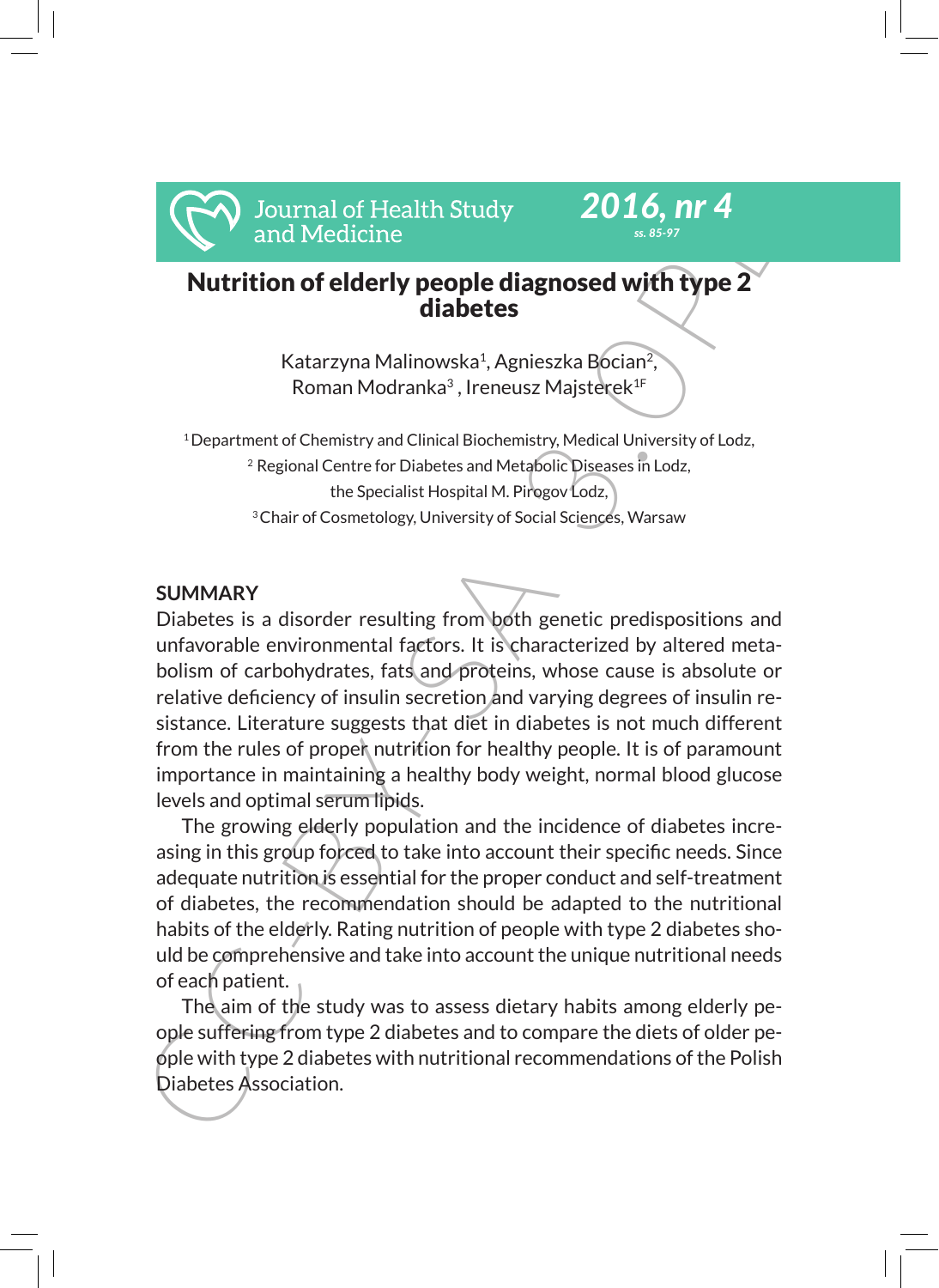# Nutrition of elderly people diagnosed with type 2 diabetes

Katarzyna Malinowska[1], Agnieszka Bocian[2], Roman Modranka[3] , Ireneusz Majsterek[1F]

[1] Department of Chemistry and Clinical Biochemistry, Medical University of Lodz,
[2] Regional Centre for Diabetes and Metabolic Diseases in Lodz, the Specialist Hospital M. Pirogov Lodz,
[3] Chair of Cosmetology, University of Social Sciences, Warsaw

## SUMMARY

Diabetes is a disorder resulting from both genetic predispositions and unfavorable environmental factors. It is characterized by altered metabolism of carbohydrates, fats and proteins, whose cause is absolute or relative deficiency of insulin secretion and varying degrees of insulin resistance. Literature suggests that diet in diabetes is not much different from the rules of proper nutrition for healthy people. It is of paramount importance in maintaining a healthy body weight, normal blood glucose levels and optimal serum lipids.

The growing elderly population and the incidence of diabetes increasing in this group forced to take into account their specific needs. Since adequate nutrition is essential for the proper conduct and self-treatment of diabetes, the recommendation should be adapted to the nutritional habits of the elderly. Rating nutrition of people with type 2 diabetes should be comprehensive and take into account the unique nutritional needs of each patient.

The aim of the study was to assess dietary habits among elderly people suffering from type 2 diabetes and to compare the diets of older people with type 2 diabetes with nutritional recommendations of the Polish Diabetes Association.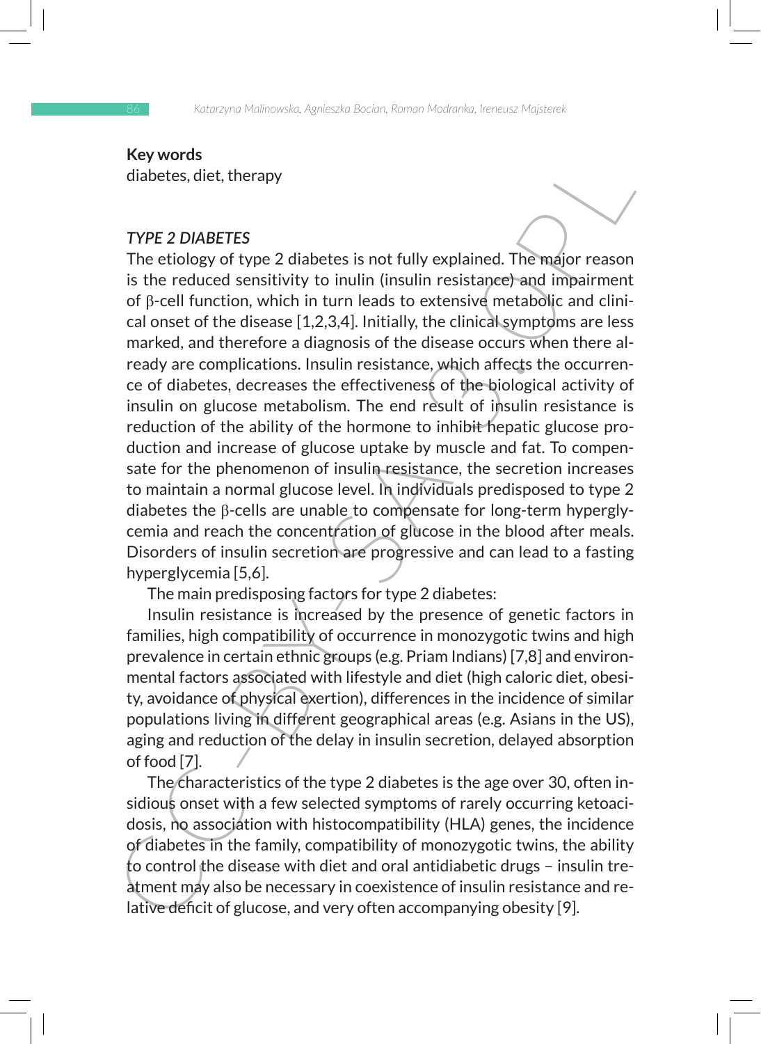**Key words**
diabetes, diet, therapy

### *TYPE 2 DIABETES*

The etiology of type 2 diabetes is not fully explained. The major reason is the reduced sensitivity to inulin (insulin resistance) and impairment of β-cell function, which in turn leads to extensive metabolic and clinical onset of the disease [1,2,3,4]. Initially, the clinical symptoms are less marked, and therefore a diagnosis of the disease occurs when there already are complications. Insulin resistance, which affects the occurrence of diabetes, decreases the effectiveness of the biological activity of insulin on glucose metabolism. The end result of insulin resistance is reduction of the ability of the hormone to inhibit hepatic glucose production and increase of glucose uptake by muscle and fat. To compensate for the phenomenon of insulin resistance, the secretion increases to maintain a normal glucose level. In individuals predisposed to type 2 diabetes the β-cells are unable to compensate for long-term hyperglycemia and reach the concentration of glucose in the blood after meals. Disorders of insulin secretion are progressive and can lead to a fasting hyperglycemia [5,6].

The main predisposing factors for type 2 diabetes:

Insulin resistance is increased by the presence of genetic factors in families, high compatibility of occurrence in monozygotic twins and high prevalence in certain ethnic groups (e.g. Priam Indians) [7,8] and environmental factors associated with lifestyle and diet (high caloric diet, obesity, avoidance of physical exertion), differences in the incidence of similar populations living in different geographical areas (e.g. Asians in the US), aging and reduction of the delay in insulin secretion, delayed absorption of food [7].

The characteristics of the type 2 diabetes is the age over 30, often insidious onset with a few selected symptoms of rarely occurring ketoacidosis, no association with histocompatibility (HLA) genes, the incidence of diabetes in the family, compatibility of monozygotic twins, the ability to control the disease with diet and oral antidiabetic drugs – insulin treatment may also be necessary in coexistence of insulin resistance and relative deficit of glucose, and very often accompanying obesity [9].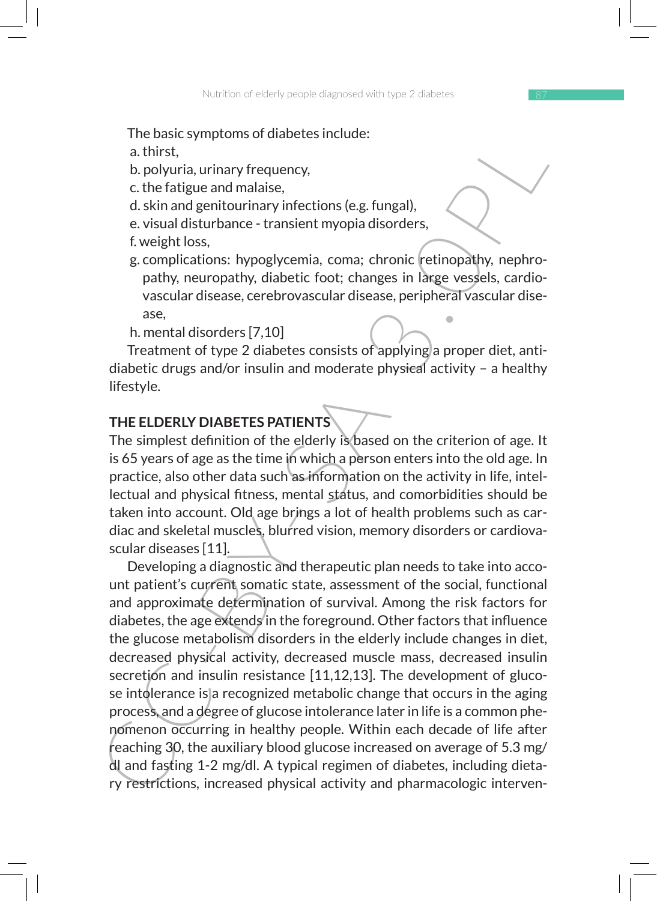The basic symptoms of diabetes include:

a. thirst,
b. polyuria, urinary frequency,
c. the fatigue and malaise,
d. skin and genitourinary infections (e.g. fungal),
e. visual disturbance - transient myopia disorders,
f. weight loss,
g. complications: hypoglycemia, coma; chronic retinopathy, nephropathy, neuropathy, diabetic foot; changes in large vessels, cardiovascular disease, cerebrovascular disease, peripheral vascular disease,
h. mental disorders [7,10]

Treatment of type 2 diabetes consists of applying a proper diet, antidiabetic drugs and/or insulin and moderate physical activity – a healthy lifestyle.

## THE ELDERLY DIABETES PATIENTS

The simplest definition of the elderly is based on the criterion of age. It is 65 years of age as the time in which a person enters into the old age. In practice, also other data such as information on the activity in life, intellectual and physical fitness, mental status, and comorbidities should be taken into account. Old age brings a lot of health problems such as cardiac and skeletal muscles, blurred vision, memory disorders or cardiovascular diseases [11].

Developing a diagnostic and therapeutic plan needs to take into account patient's current somatic state, assessment of the social, functional and approximate determination of survival. Among the risk factors for diabetes, the age extends in the foreground. Other factors that influence the glucose metabolism disorders in the elderly include changes in diet, decreased physical activity, decreased muscle mass, decreased insulin secretion and insulin resistance [11,12,13]. The development of glucose intolerance is a recognized metabolic change that occurs in the aging process, and a degree of glucose intolerance later in life is a common phenomenon occurring in healthy people. Within each decade of life after reaching 30, the auxiliary blood glucose increased on average of 5.3 mg/dl and fasting 1-2 mg/dl. A typical regimen of diabetes, including dietary restrictions, increased physical activity and pharmacologic interven-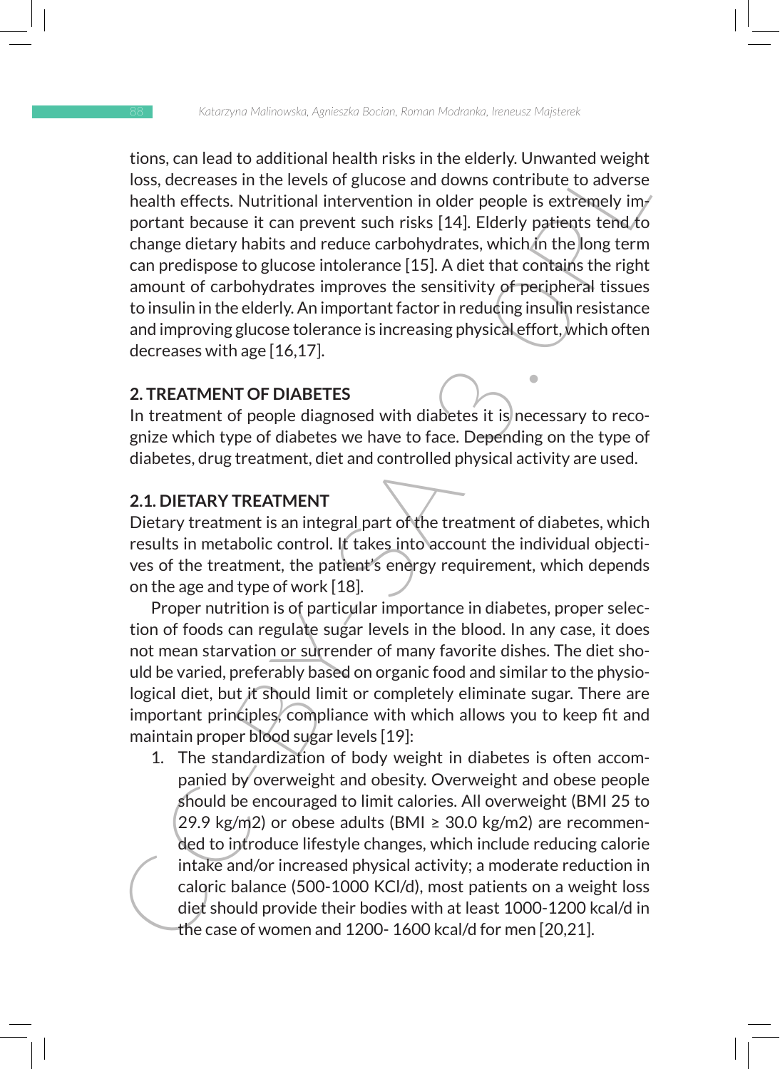tions, can lead to additional health risks in the elderly. Unwanted weight loss, decreases in the levels of glucose and downs contribute to adverse health effects. Nutritional intervention in older people is extremely important because it can prevent such risks [14]. Elderly patients tend to change dietary habits and reduce carbohydrates, which in the long term can predispose to glucose intolerance [15]. A diet that contains the right amount of carbohydrates improves the sensitivity of peripheral tissues to insulin in the elderly. An important factor in reducing insulin resistance and improving glucose tolerance is increasing physical effort, which often decreases with age [16,17].

## 2. TREATMENT OF DIABETES

In treatment of people diagnosed with diabetes it is necessary to recognize which type of diabetes we have to face. Depending on the type of diabetes, drug treatment, diet and controlled physical activity are used.

### 2.1. DIETARY TREATMENT

Dietary treatment is an integral part of the treatment of diabetes, which results in metabolic control. It takes into account the individual objectives of the treatment, the patient's energy requirement, which depends on the age and type of work [18].

Proper nutrition is of particular importance in diabetes, proper selection of foods can regulate sugar levels in the blood. In any case, it does not mean starvation or surrender of many favorite dishes. The diet should be varied, preferably based on organic food and similar to the physiological diet, but it should limit or completely eliminate sugar. There are important principles, compliance with which allows you to keep fit and maintain proper blood sugar levels [19]:

1. The standardization of body weight in diabetes is often accompanied by overweight and obesity. Overweight and obese people should be encouraged to limit calories. All overweight (BMI 25 to 29.9 kg/m2) or obese adults (BMI ≥ 30.0 kg/m2) are recommended to introduce lifestyle changes, which include reducing calorie intake and/or increased physical activity; a moderate reduction in caloric balance (500-1000 KCl/d), most patients on a weight loss diet should provide their bodies with at least 1000-1200 kcal/d in the case of women and 1200- 1600 kcal/d for men [20,21].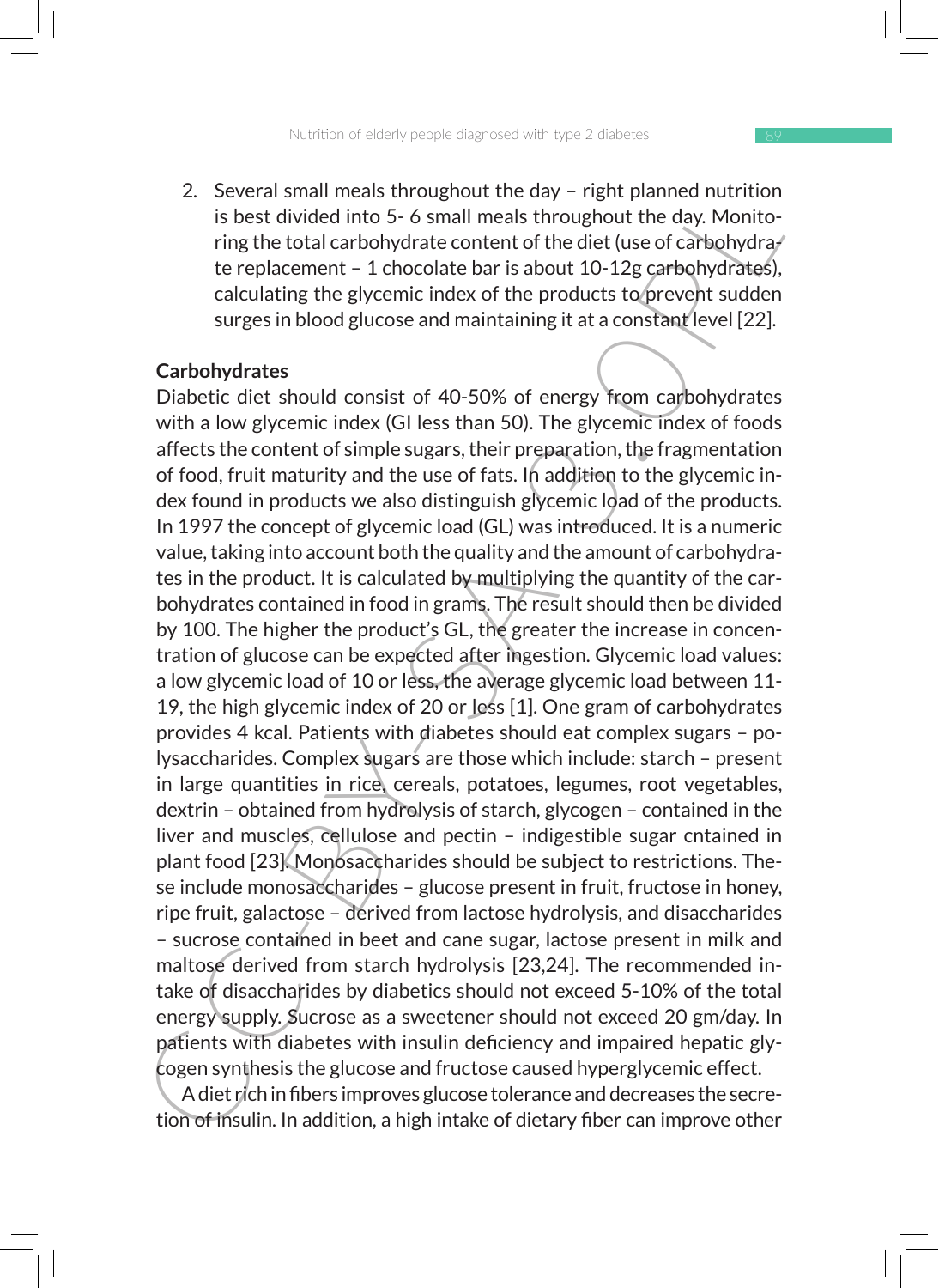2. Several small meals throughout the day – right planned nutrition is best divided into 5- 6 small meals throughout the day. Monitoring the total carbohydrate content of the diet (use of carbohydrate replacement – 1 chocolate bar is about 10-12g carbohydrates), calculating the glycemic index of the products to prevent sudden surges in blood glucose and maintaining it at a constant level [22].

**Carbohydrates**

Diabetic diet should consist of 40-50% of energy from carbohydrates with a low glycemic index (GI less than 50). The glycemic index of foods affects the content of simple sugars, their preparation, the fragmentation of food, fruit maturity and the use of fats. In addition to the glycemic index found in products we also distinguish glycemic load of the products. In 1997 the concept of glycemic load (GL) was introduced. It is a numeric value, taking into account both the quality and the amount of carbohydrates in the product. It is calculated by multiplying the quantity of the carbohydrates contained in food in grams. The result should then be divided by 100. The higher the product's GL, the greater the increase in concentration of glucose can be expected after ingestion. Glycemic load values: a low glycemic load of 10 or less, the average glycemic load between 11-19, the high glycemic index of 20 or less [1]. One gram of carbohydrates provides 4 kcal. Patients with diabetes should eat complex sugars – polysaccharides. Complex sugars are those which include: starch – present in large quantities in rice, cereals, potatoes, legumes, root vegetables, dextrin – obtained from hydrolysis of starch, glycogen – contained in the liver and muscles, cellulose and pectin – indigestible sugar cntained in plant food [23]. Monosaccharides should be subject to restrictions. These include monosaccharides – glucose present in fruit, fructose in honey, ripe fruit, galactose – derived from lactose hydrolysis, and disaccharides – sucrose contained in beet and cane sugar, lactose present in milk and maltose derived from starch hydrolysis [23,24]. The recommended intake of disaccharides by diabetics should not exceed 5-10% of the total energy supply. Sucrose as a sweetener should not exceed 20 gm/day. In patients with diabetes with insulin deficiency and impaired hepatic glycogen synthesis the glucose and fructose caused hyperglycemic effect.

A diet rich in fibers improves glucose tolerance and decreases the secretion of insulin. In addition, a high intake of dietary fiber can improve other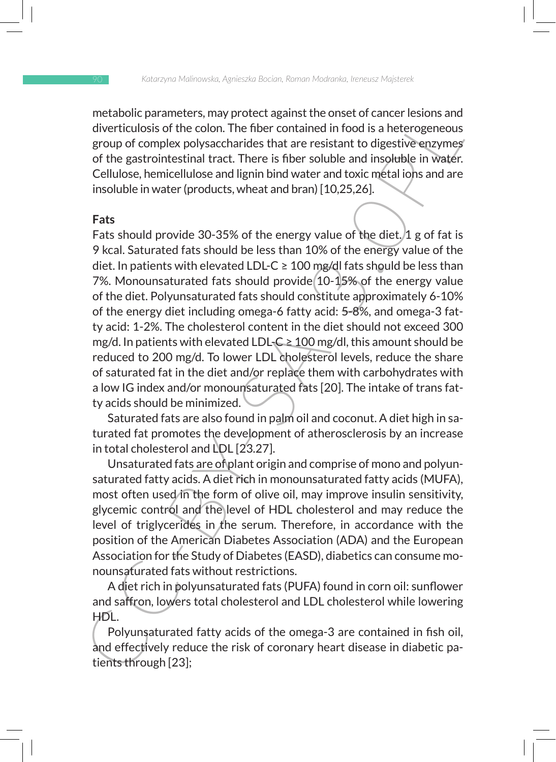metabolic parameters, may protect against the onset of cancer lesions and diverticulosis of the colon. The fiber contained in food is a heterogeneous group of complex polysaccharides that are resistant to digestive enzymes of the gastrointestinal tract. There is fiber soluble and insoluble in water. Cellulose, hemicellulose and lignin bind water and toxic metal ions and are insoluble in water (products, wheat and bran) [10,25,26].

**Fats**

Fats should provide 30-35% of the energy value of the diet. 1 g of fat is 9 kcal. Saturated fats should be less than 10% of the energy value of the diet. In patients with elevated LDL-C ≥ 100 mg/dl fats should be less than 7%. Monounsaturated fats should provide 10-15% of the energy value of the diet. Polyunsaturated fats should constitute approximately 6-10% of the energy diet including omega-6 fatty acid: 5-8%, and omega-3 fatty acid: 1-2%. The cholesterol content in the diet should not exceed 300 mg/d. In patients with elevated LDL-C ≥ 100 mg/dl, this amount should be reduced to 200 mg/d. To lower LDL cholesterol levels, reduce the share of saturated fat in the diet and/or replace them with carbohydrates with a low IG index and/or monounsaturated fats [20]. The intake of trans fatty acids should be minimized.

Saturated fats are also found in palm oil and coconut. A diet high in saturated fat promotes the development of atherosclerosis by an increase in total cholesterol and LDL [23.27].

Unsaturated fats are of plant origin and comprise of mono and polyunsaturated fatty acids. A diet rich in monounsaturated fatty acids (MUFA), most often used in the form of olive oil, may improve insulin sensitivity, glycemic control and the level of HDL cholesterol and may reduce the level of triglycerides in the serum. Therefore, in accordance with the position of the American Diabetes Association (ADA) and the European Association for the Study of Diabetes (EASD), diabetics can consume monounsaturated fats without restrictions.

A diet rich in polyunsaturated fats (PUFA) found in corn oil: sunflower and saffron, lowers total cholesterol and LDL cholesterol while lowering HDL.

Polyunsaturated fatty acids of the omega-3 are contained in fish oil, and effectively reduce the risk of coronary heart disease in diabetic patients through [23];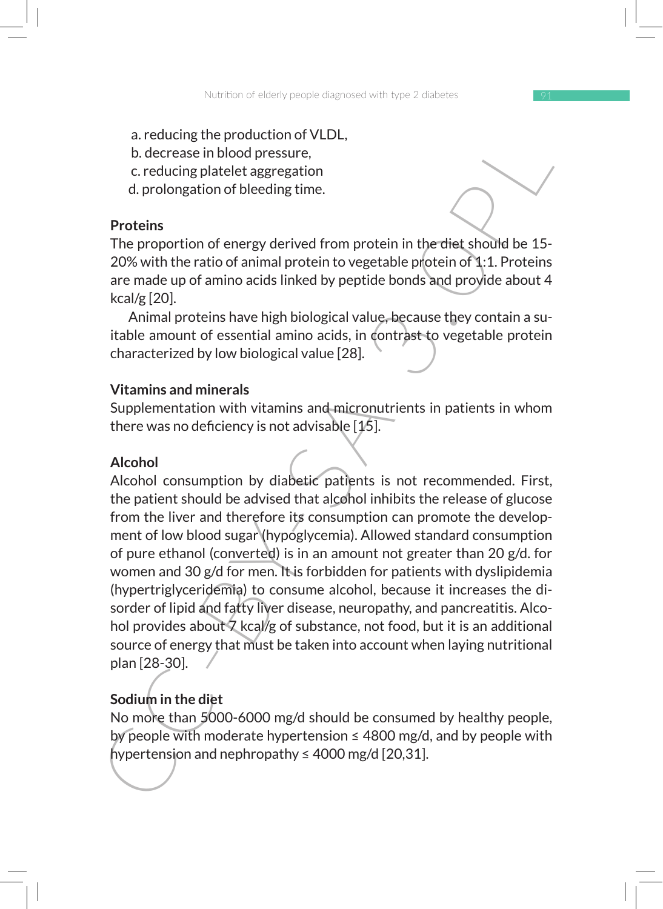a. reducing the production of VLDL,
b. decrease in blood pressure,
c. reducing platelet aggregation
d. prolongation of bleeding time.

**Proteins**

The proportion of energy derived from protein in the diet should be 15-20% with the ratio of animal protein to vegetable protein of 1:1. Proteins are made up of amino acids linked by peptide bonds and provide about 4 kcal/g [20].

Animal proteins have high biological value, because they contain a suitable amount of essential amino acids, in contrast to vegetable protein characterized by low biological value [28].

**Vitamins and minerals**

Supplementation with vitamins and micronutrients in patients in whom there was no deficiency is not advisable [15].

**Alcohol**

Alcohol consumption by diabetic patients is not recommended. First, the patient should be advised that alcohol inhibits the release of glucose from the liver and therefore its consumption can promote the development of low blood sugar (hypoglycemia). Allowed standard consumption of pure ethanol (converted) is in an amount not greater than 20 g/d. for women and 30 g/d for men. It is forbidden for patients with dyslipidemia (hypertriglyceridemia) to consume alcohol, because it increases the disorder of lipid and fatty liver disease, neuropathy, and pancreatitis. Alcohol provides about 7 kcal/g of substance, not food, but it is an additional source of energy that must be taken into account when laying nutritional plan [28-30].

**Sodium in the diet**

No more than 5000-6000 mg/d should be consumed by healthy people, by people with moderate hypertension ≤ 4800 mg/d, and by people with hypertension and nephropathy ≤ 4000 mg/d [20,31].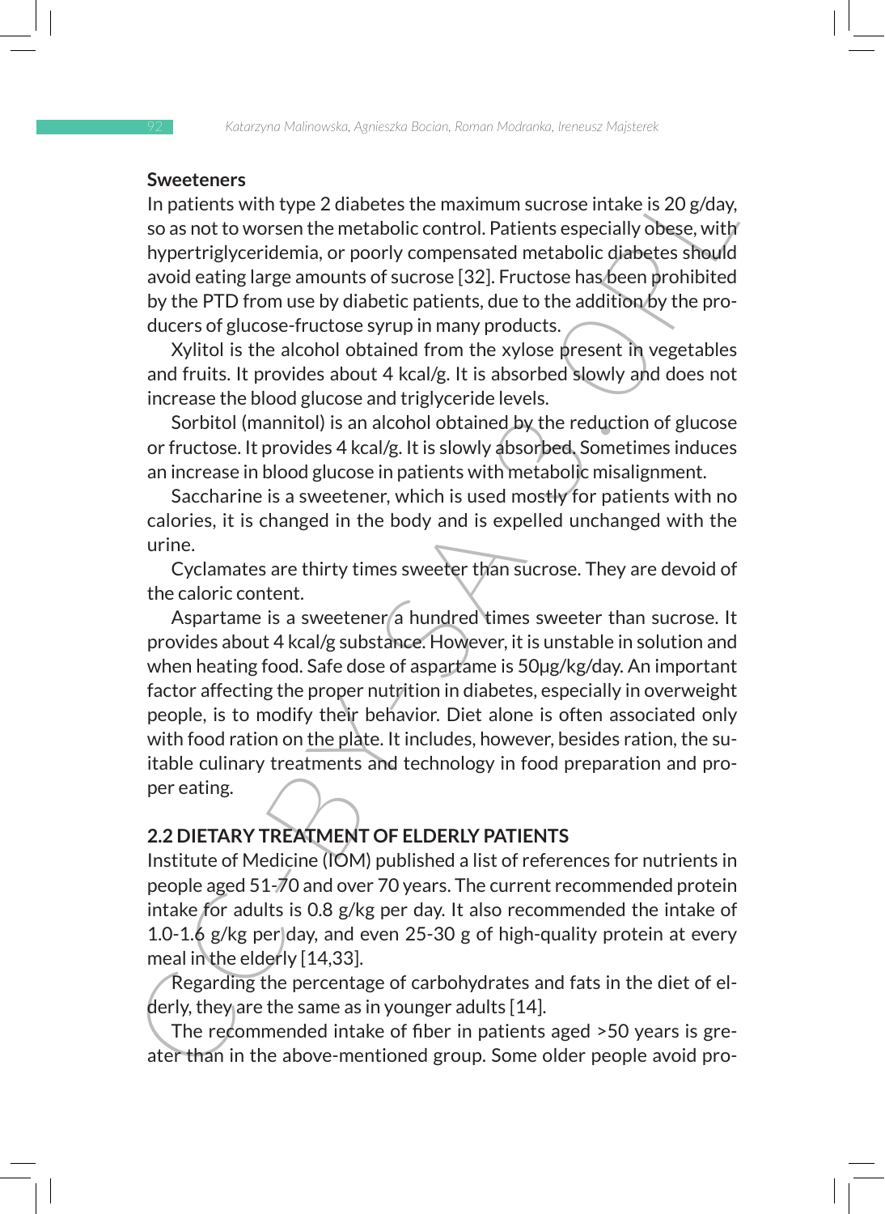**Sweeteners**

In patients with type 2 diabetes the maximum sucrose intake is 20 g/day, so as not to worsen the metabolic control. Patients especially obese, with hypertriglyceridemia, or poorly compensated metabolic diabetes should avoid eating large amounts of sucrose [32]. Fructose has been prohibited by the PTD from use by diabetic patients, due to the addition by the producers of glucose-fructose syrup in many products.

Xylitol is the alcohol obtained from the xylose present in vegetables and fruits. It provides about 4 kcal/g. It is absorbed slowly and does not increase the blood glucose and triglyceride levels.

Sorbitol (mannitol) is an alcohol obtained by the reduction of glucose or fructose. It provides 4 kcal/g. It is slowly absorbed. Sometimes induces an increase in blood glucose in patients with metabolic misalignment.

Saccharine is a sweetener, which is used mostly for patients with no calories, it is changed in the body and is expelled unchanged with the urine.

Cyclamates are thirty times sweeter than sucrose. They are devoid of the caloric content.

Aspartame is a sweetener a hundred times sweeter than sucrose. It provides about 4 kcal/g substance. However, it is unstable in solution and when heating food. Safe dose of aspartame is 50µg/kg/day. An important factor affecting the proper nutrition in diabetes, especially in overweight people, is to modify their behavior. Diet alone is often associated only with food ration on the plate. It includes, however, besides ration, the suitable culinary treatments and technology in food preparation and proper eating.

## 2.2 DIETARY TREATMENT OF ELDERLY PATIENTS

Institute of Medicine (IOM) published a list of references for nutrients in people aged 51-70 and over 70 years. The current recommended protein intake for adults is 0.8 g/kg per day. It also recommended the intake of 1.0-1.6 g/kg per day, and even 25-30 g of high-quality protein at every meal in the elderly [14,33].

Regarding the percentage of carbohydrates and fats in the diet of elderly, they are the same as in younger adults [14].

The recommended intake of fiber in patients aged >50 years is greater than in the above-mentioned group. Some older people avoid pro-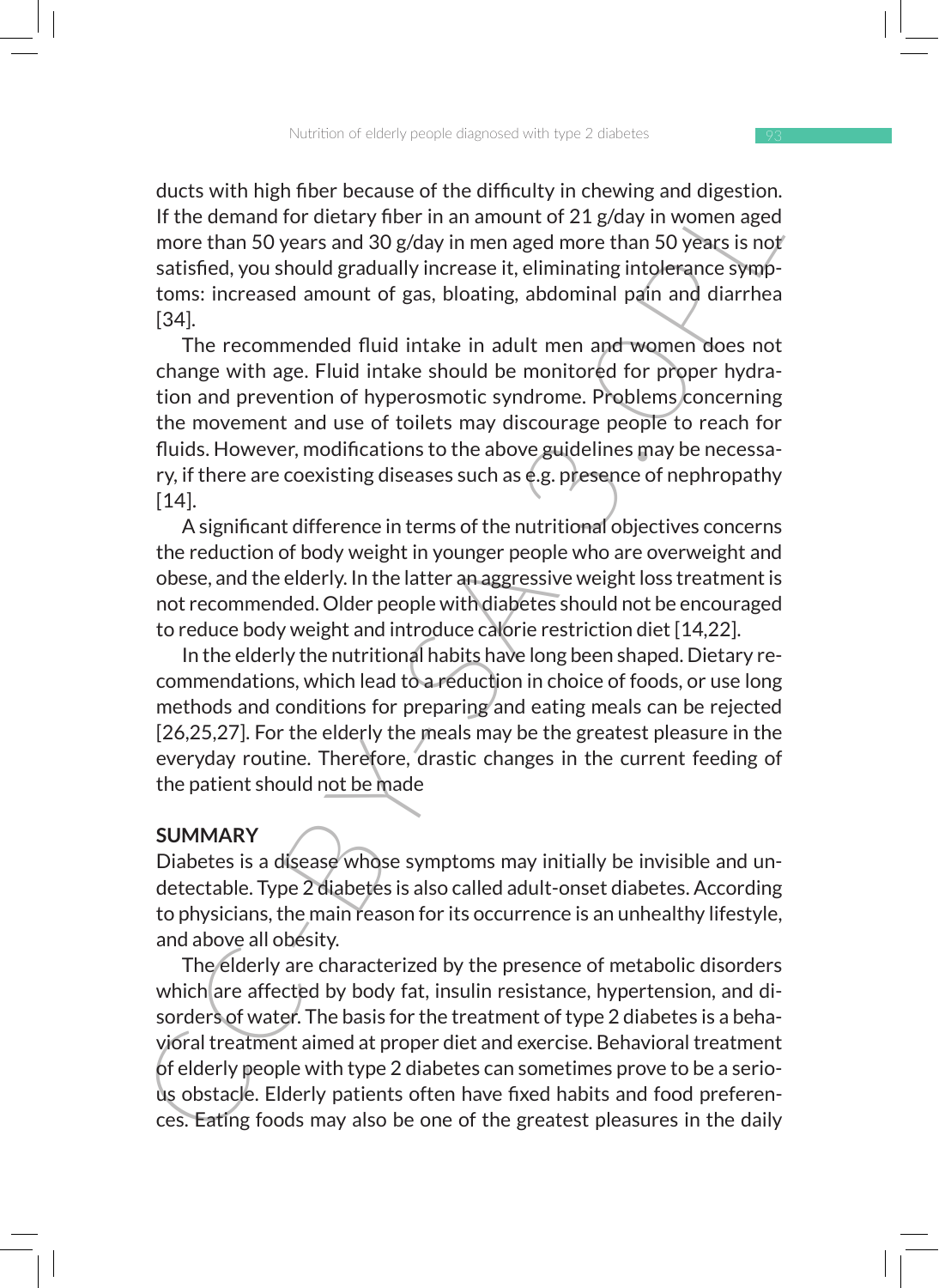ducts with high fiber because of the difficulty in chewing and digestion. If the demand for dietary fiber in an amount of 21 g/day in women aged more than 50 years and 30 g/day in men aged more than 50 years is not satisfied, you should gradually increase it, eliminating intolerance symptoms: increased amount of gas, bloating, abdominal pain and diarrhea [34].

The recommended fluid intake in adult men and women does not change with age. Fluid intake should be monitored for proper hydration and prevention of hyperosmotic syndrome. Problems concerning the movement and use of toilets may discourage people to reach for fluids. However, modifications to the above guidelines may be necessary, if there are coexisting diseases such as e.g. presence of nephropathy [14].

A significant difference in terms of the nutritional objectives concerns the reduction of body weight in younger people who are overweight and obese, and the elderly. In the latter an aggressive weight loss treatment is not recommended. Older people with diabetes should not be encouraged to reduce body weight and introduce calorie restriction diet [14,22].

In the elderly the nutritional habits have long been shaped. Dietary recommendations, which lead to a reduction in choice of foods, or use long methods and conditions for preparing and eating meals can be rejected [26,25,27]. For the elderly the meals may be the greatest pleasure in the everyday routine. Therefore, drastic changes in the current feeding of the patient should not be made

## SUMMARY

Diabetes is a disease whose symptoms may initially be invisible and undetectable. Type 2 diabetes is also called adult-onset diabetes. According to physicians, the main reason for its occurrence is an unhealthy lifestyle, and above all obesity.

The elderly are characterized by the presence of metabolic disorders which are affected by body fat, insulin resistance, hypertension, and disorders of water. The basis for the treatment of type 2 diabetes is a behavioral treatment aimed at proper diet and exercise. Behavioral treatment of elderly people with type 2 diabetes can sometimes prove to be a serious obstacle. Elderly patients often have fixed habits and food preferences. Eating foods may also be one of the greatest pleasures in the daily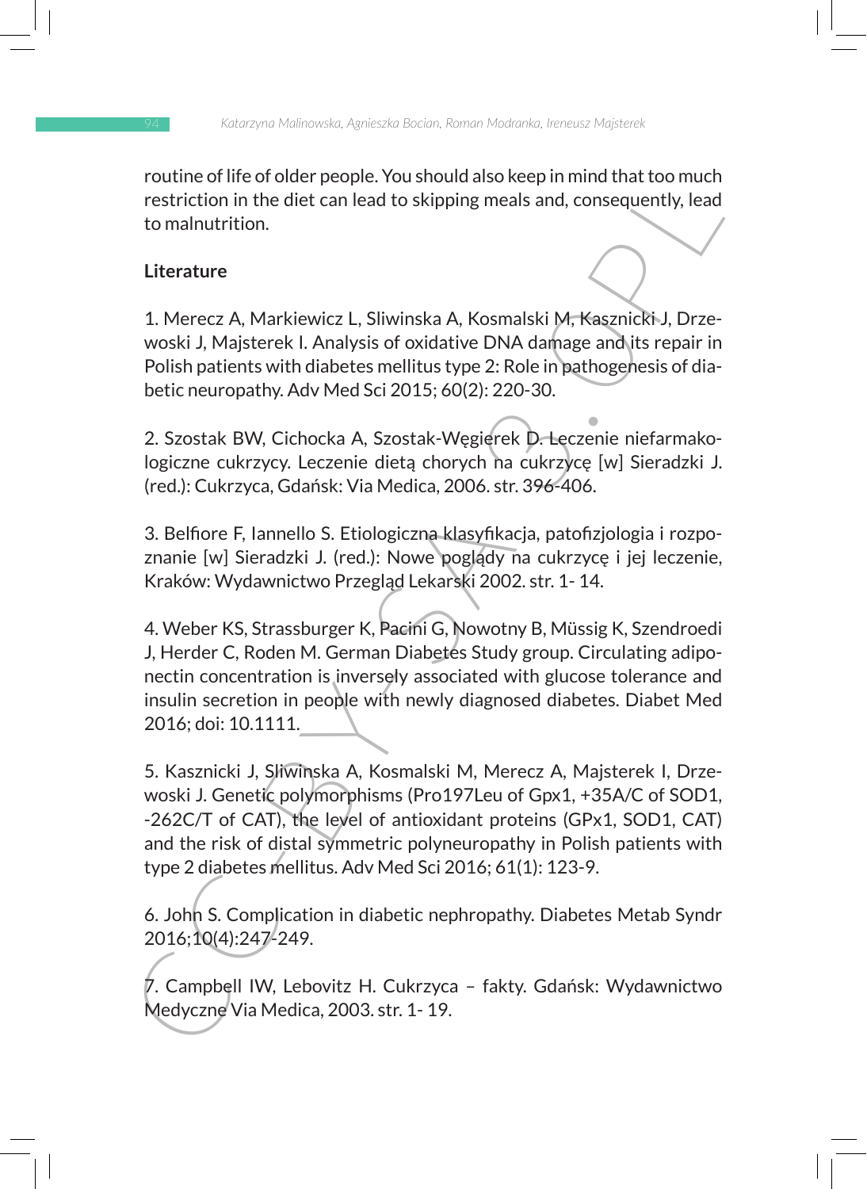routine of life of older people. You should also keep in mind that too much restriction in the diet can lead to skipping meals and, consequently, lead to malnutrition.

**Literature**

1. Merecz A, Markiewicz L, Sliwinska A, Kosmalski M, Kasznicki J, Drzewoski J, Majsterek I. Analysis of oxidative DNA damage and its repair in Polish patients with diabetes mellitus type 2: Role in pathogenesis of diabetic neuropathy. Adv Med Sci 2015; 60(2): 220-30.

2. Szostak BW, Cichocka A, Szostak-Węgierek D. Leczenie niefarmakologiczne cukrzycy. Leczenie dietą chorych na cukrzycę [w] Sieradzki J. (red.): Cukrzyca, Gdańsk: Via Medica, 2006. str. 396-406.

3. Belfiore F, Iannello S. Etiologiczna klasyfikacja, patofizjologia i rozpoznanie [w] Sieradzki J. (red.): Nowe poglądy na cukrzycę i jej leczenie, Kraków: Wydawnictwo Przegląd Lekarski 2002. str. 1- 14.

4. Weber KS, Strassburger K, Pacini G, Nowotny B, Müssig K, Szendroedi J, Herder C, Roden M. German Diabetes Study group. Circulating adiponectin concentration is inversely associated with glucose tolerance and insulin secretion in people with newly diagnosed diabetes. Diabet Med 2016; doi: 10.1111.

5. Kasznicki J, Sliwinska A, Kosmalski M, Merecz A, Majsterek I, Drzewoski J. Genetic polymorphisms (Pro197Leu of Gpx1, +35A/C of SOD1, -262C/T of CAT), the level of antioxidant proteins (GPx1, SOD1, CAT) and the risk of distal symmetric polyneuropathy in Polish patients with type 2 diabetes mellitus. Adv Med Sci 2016; 61(1): 123-9.

6. John S. Complication in diabetic nephropathy. Diabetes Metab Syndr 2016;10(4):247-249.

7. Campbell IW, Lebovitz H. Cukrzyca – fakty. Gdańsk: Wydawnictwo Medyczne Via Medica, 2003. str. 1- 19.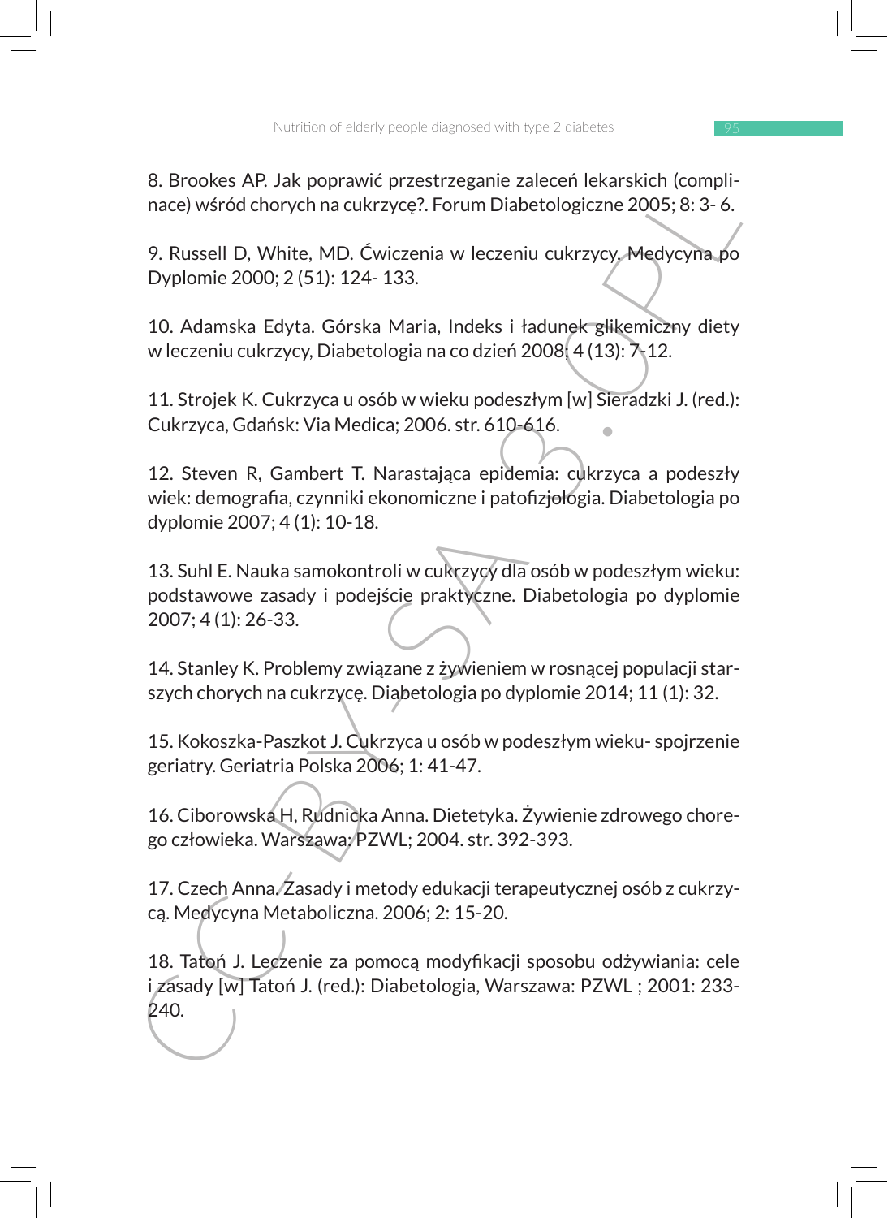8. Brookes AP. Jak poprawić przestrzeganie zaleceń lekarskich (complinace) wśród chorych na cukrzycę?. Forum Diabetologiczne 2005; 8: 3- 6.

9. Russell D, White, MD. Ćwiczenia w leczeniu cukrzycy. Medycyna po Dyplomie 2000; 2 (51): 124- 133.

10. Adamska Edyta. Górska Maria, Indeks i ładunek glikemiczny diety w leczeniu cukrzycy, Diabetologia na co dzień 2008; 4 (13): 7-12.

11. Strojek K. Cukrzyca u osób w wieku podeszłym [w] Sieradzki J. (red.): Cukrzyca, Gdańsk: Via Medica; 2006. str. 610-616.

12. Steven R, Gambert T. Narastająca epidemia: cukrzyca a podeszły wiek: demografia, czynniki ekonomiczne i patofizjologia. Diabetologia po dyplomie 2007; 4 (1): 10-18.

13. Suhl E. Nauka samokontroli w cukrzycy dla osób w podeszłym wieku: podstawowe zasady i podejście praktyczne. Diabetologia po dyplomie 2007; 4 (1): 26-33.

14. Stanley K. Problemy związane z żywieniem w rosnącej populacji starszych chorych na cukrzycę. Diabetologia po dyplomie 2014; 11 (1): 32.

15. Kokoszka-Paszkot J. Cukrzyca u osób w podeszłym wieku- spojrzenie geriatry. Geriatria Polska 2006; 1: 41-47.

16. Ciborowska H, Rudnicka Anna. Dietetyka. Żywienie zdrowego chorego człowieka. Warszawa: PZWL; 2004. str. 392-393.

17. Czech Anna. Zasady i metody edukacji terapeutycznej osób z cukrzycą. Medycyna Metaboliczna. 2006; 2: 15-20.

18. Tatoń J. Leczenie za pomocą modyfikacji sposobu odżywiania: cele i zasady [w] Tatoń J. (red.): Diabetologia, Warszawa: PZWL ; 2001: 233-240.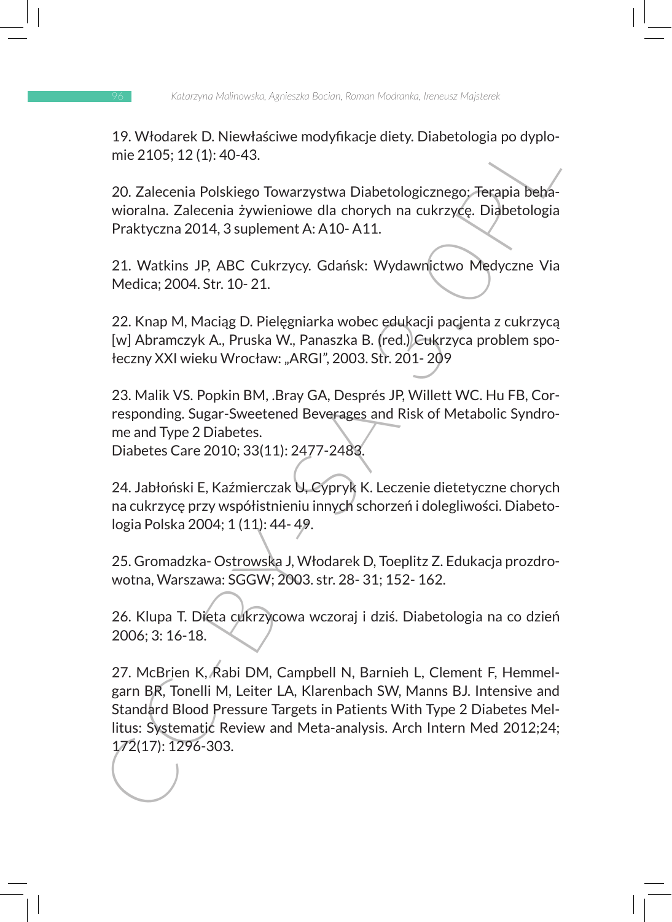19. Włodarek D. Niewłaściwe modyfikacje diety. Diabetologia po dyplomie 2105; 12 (1): 40-43.

20. Zalecenia Polskiego Towarzystwa Diabetologicznego: Terapia behawioralna. Zalecenia żywieniowe dla chorych na cukrzycę. Diabetologia Praktyczna 2014, 3 suplement A: A10- A11.

21. Watkins JP, ABC Cukrzycy. Gdańsk: Wydawnictwo Medyczne Via Medica; 2004. Str. 10- 21.

22. Knap M, Maciąg D. Pielęgniarka wobec edukacji pacjenta z cukrzycą [w] Abramczyk A., Pruska W., Panaszka B. (red.) Cukrzyca problem społeczny XXI wieku Wrocław: „ARGI", 2003. Str. 201- 209

23. Malik VS. Popkin BM, .Bray GA, Després JP, Willett WC. Hu FB, Corresponding. Sugar-Sweetened Beverages and Risk of Metabolic Syndrome and Type 2 Diabetes.
Diabetes Care 2010; 33(11): 2477-2483.

24. Jabłoński E, Kaźmierczak U, Cypryk K. Leczenie dietetyczne chorych na cukrzycę przy współistnieniu innych schorzeń i dolegliwości. Diabetologia Polska 2004; 1 (11): 44- 49.

25. Gromadzka- Ostrowska J, Włodarek D, Toeplitz Z. Edukacja prozdrowotna, Warszawa: SGGW; 2003. str. 28- 31; 152- 162.

26. Klupa T. Dieta cukrzycowa wczoraj i dziś. Diabetologia na co dzień 2006; 3: 16-18.

27. McBrien K, Rabi DM, Campbell N, Barnieh L, Clement F, Hemmelgarn BR, Tonelli M, Leiter LA, Klarenbach SW, Manns BJ. Intensive and Standard Blood Pressure Targets in Patients With Type 2 Diabetes Mellitus: Systematic Review and Meta-analysis. Arch Intern Med 2012;24; 172(17): 1296-303.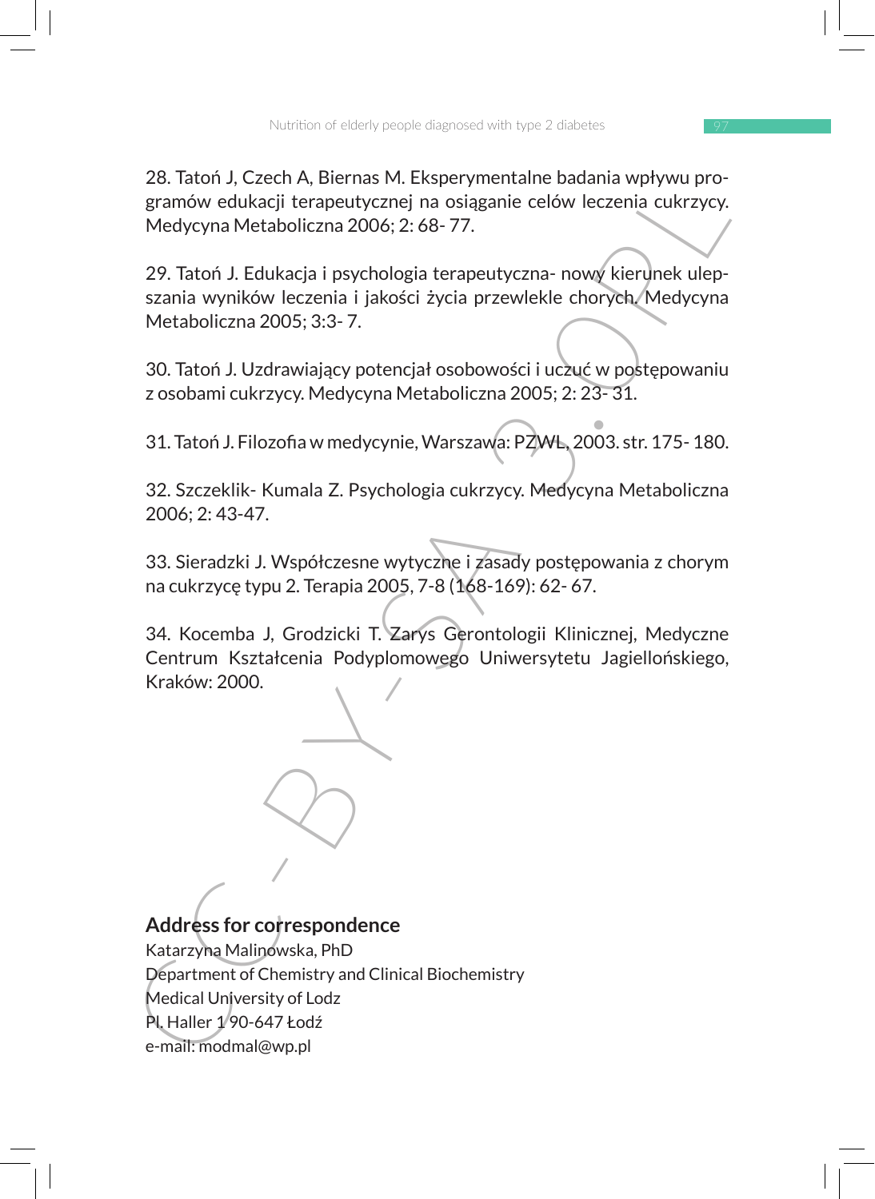28. Tatoń J, Czech A, Biernas M. Eksperymentalne badania wpływu programów edukacji terapeutycznej na osiąganie celów leczenia cukrzycy. Medycyna Metaboliczna 2006; 2: 68- 77.

29. Tatoń J. Edukacja i psychologia terapeutyczna- nowy kierunek ulepszania wyników leczenia i jakości życia przewlekle chorych. Medycyna Metaboliczna 2005; 3:3- 7.

30. Tatoń J. Uzdrawiający potencjał osobowości i uczuć w postępowaniu z osobami cukrzycy. Medycyna Metaboliczna 2005; 2: 23- 31.

31. Tatoń J. Filozofia w medycynie, Warszawa: PZWL, 2003. str. 175- 180.

32. Szczeklik- Kumala Z. Psychologia cukrzycy. Medycyna Metaboliczna 2006; 2: 43-47.

33. Sieradzki J. Współczesne wytyczne i zasady postępowania z chorym na cukrzycę typu 2. Terapia 2005, 7-8 (168-169): 62- 67.

34. Kocemba J, Grodzicki T. Zarys Gerontologii Klinicznej, Medyczne Centrum Kształcenia Podyplomowego Uniwersytetu Jagiellońskiego, Kraków: 2000.

**Address for correspondence**

Katarzyna Malinowska, PhD
Department of Chemistry and Clinical Biochemistry
Medical University of Lodz
Pl. Haller 1 90-647 Łodź
e-mail: modmal@wp.pl